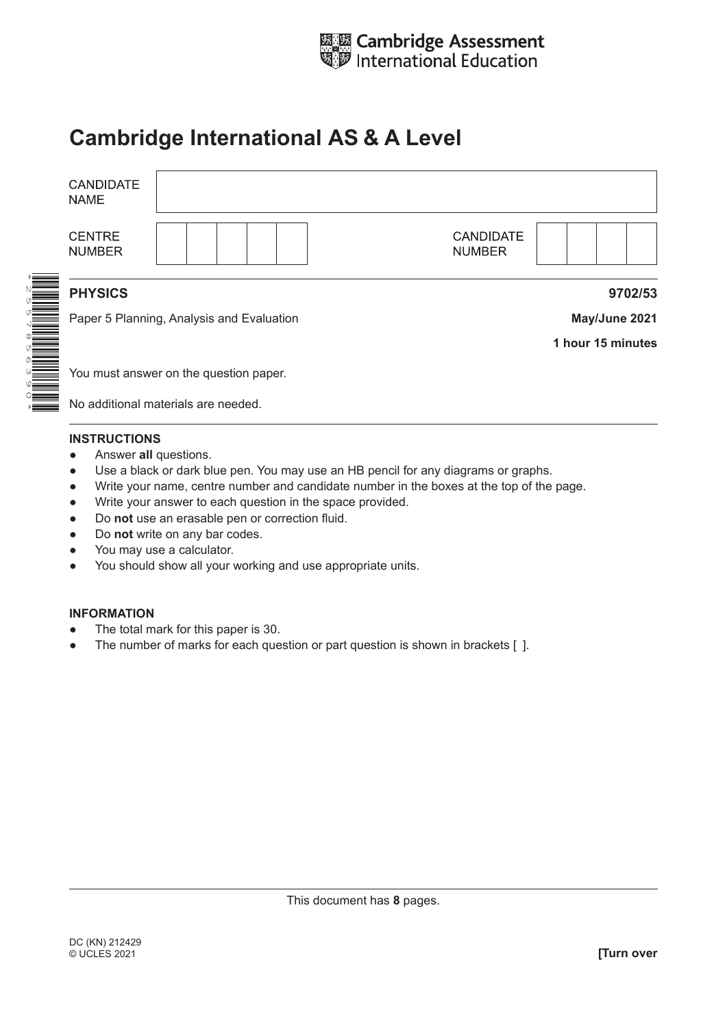Cambridge Assessment International Education

# Cambridge International AS & A Level

| CANDIDATE NAME | |
|---|---|
| CENTRE NUMBER | |
| CANDIDATE NUMBER | |

*2557856390*

**PHYSICS** **9702/53**

Paper 5 Planning, Analysis and Evaluation **May/June 2021**

**1 hour 15 minutes**

You must answer on the question paper.

No additional materials are needed.

**INSTRUCTIONS**

- Answer **all** questions.
- Use a black or dark blue pen. You may use an HB pencil for any diagrams or graphs.
- Write your name, centre number and candidate number in the boxes at the top of the page.
- Write your answer to each question in the space provided.
- Do **not** use an erasable pen or correction fluid.
- Do **not** write on any bar codes.
- You may use a calculator.
- You should show all your working and use appropriate units.

**INFORMATION**

- The total mark for this paper is 30.
- The number of marks for each question or part question is shown in brackets [ ].

This document has **8** pages.

DC (KN) 212429
© UCLES 2021

**[Turn over**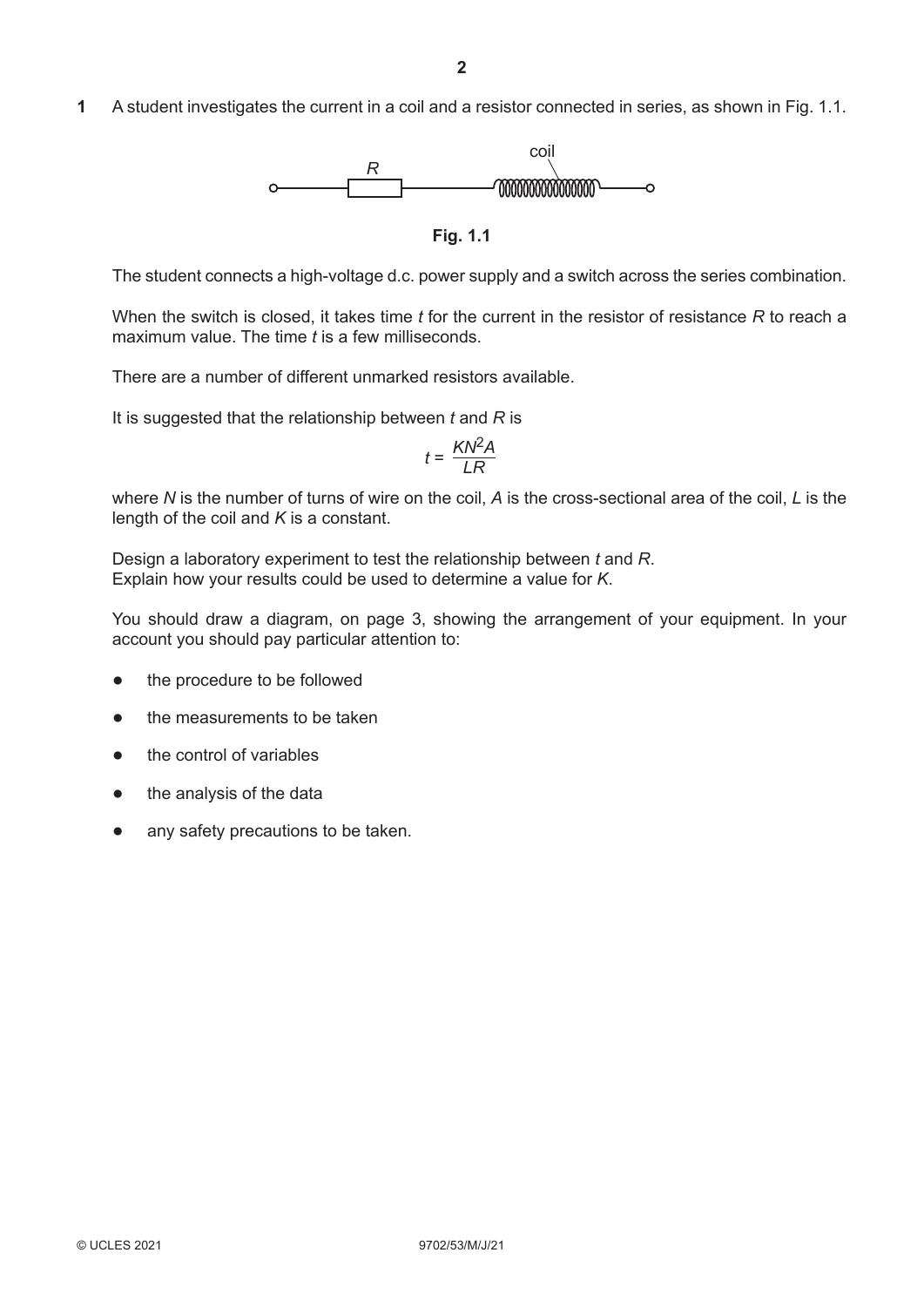**1** A student investigates the current in a coil and a resistor connected in series, as shown in Fig. 1.1.

**Fig. 1.1**

The student connects a high-voltage d.c. power supply and a switch across the series combination.

When the switch is closed, it takes time $t$ for the current in the resistor of resistance $R$ to reach a maximum value. The time $t$ is a few milliseconds.

There are a number of different unmarked resistors available.

It is suggested that the relationship between $t$ and $R$ is

$$t = \frac{KN^2A}{LR}$$

where $N$ is the number of turns of wire on the coil, $A$ is the cross-sectional area of the coil, $L$ is the length of the coil and $K$ is a constant.

Design a laboratory experiment to test the relationship between $t$ and $R$.
Explain how your results could be used to determine a value for $K$.

You should draw a diagram, on page 3, showing the arrangement of your equipment. In your account you should pay particular attention to:

- the procedure to be followed
- the measurements to be taken
- the control of variables
- the analysis of the data
- any safety precautions to be taken.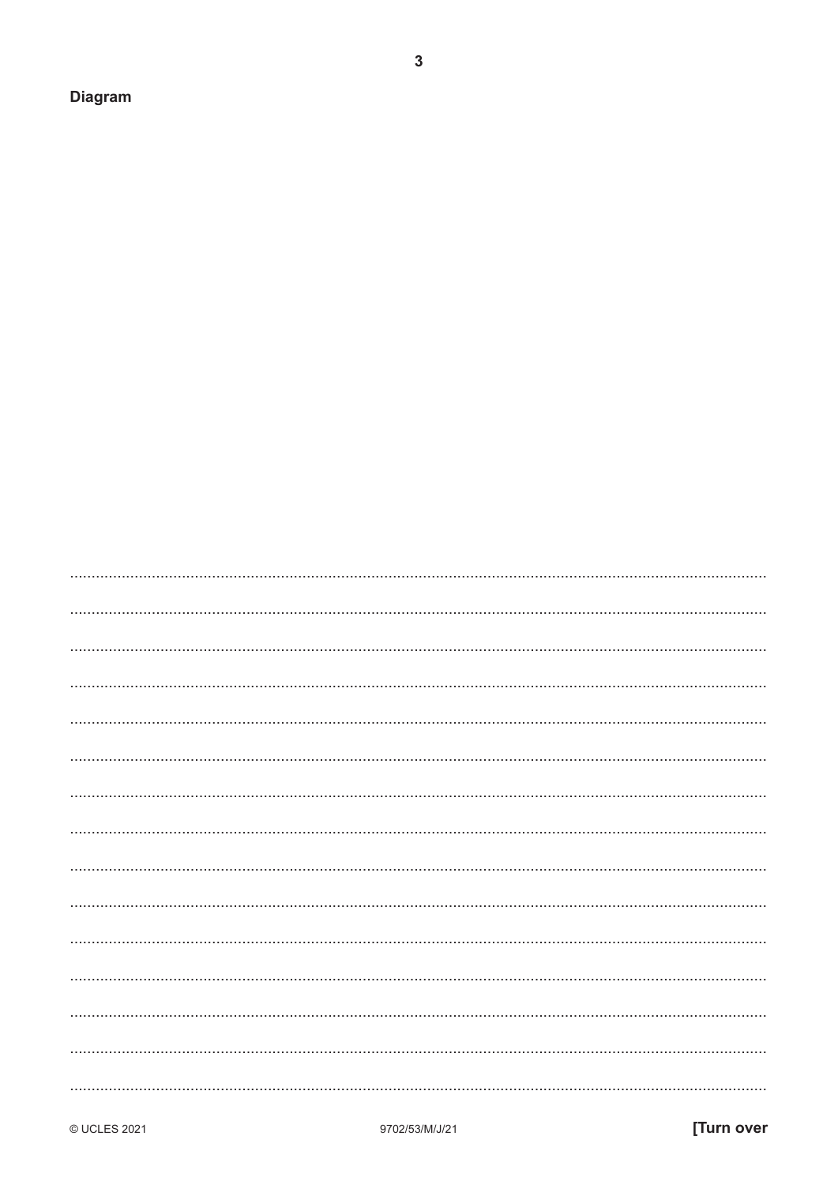**Diagram**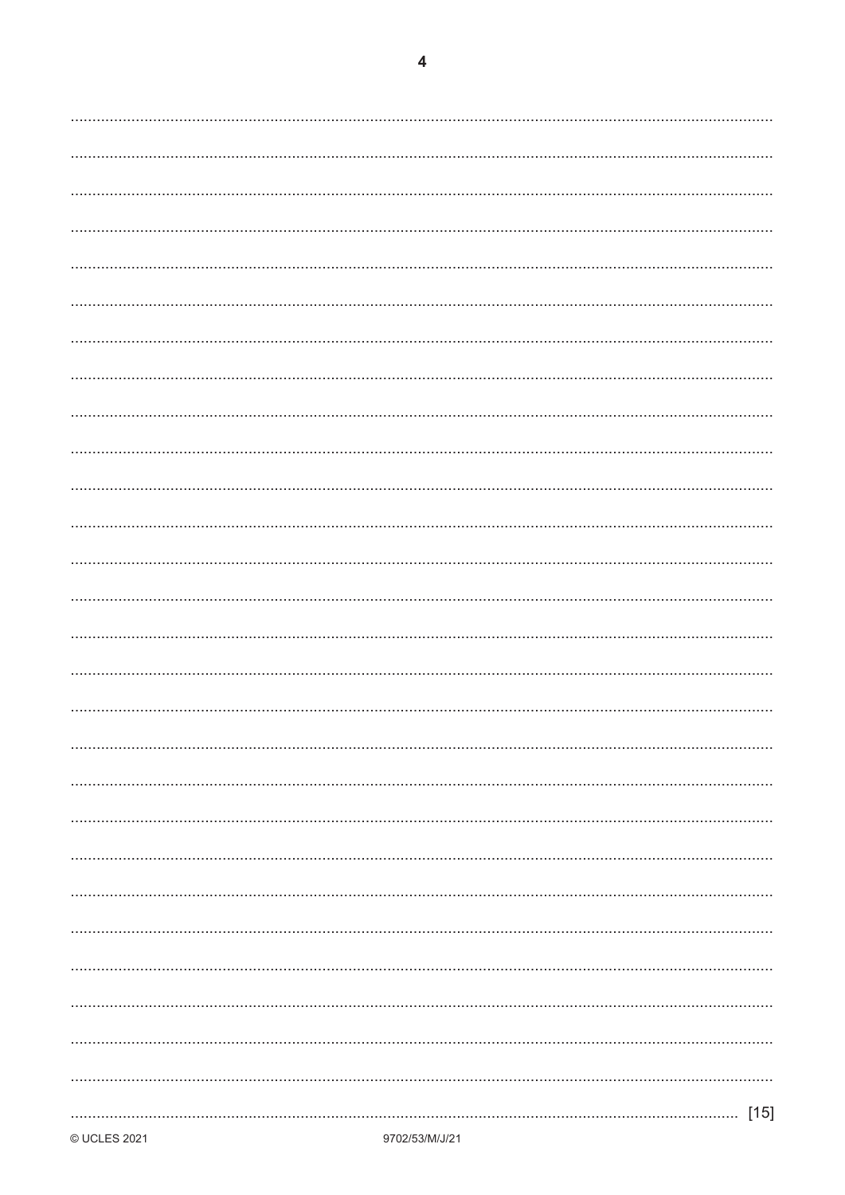[15]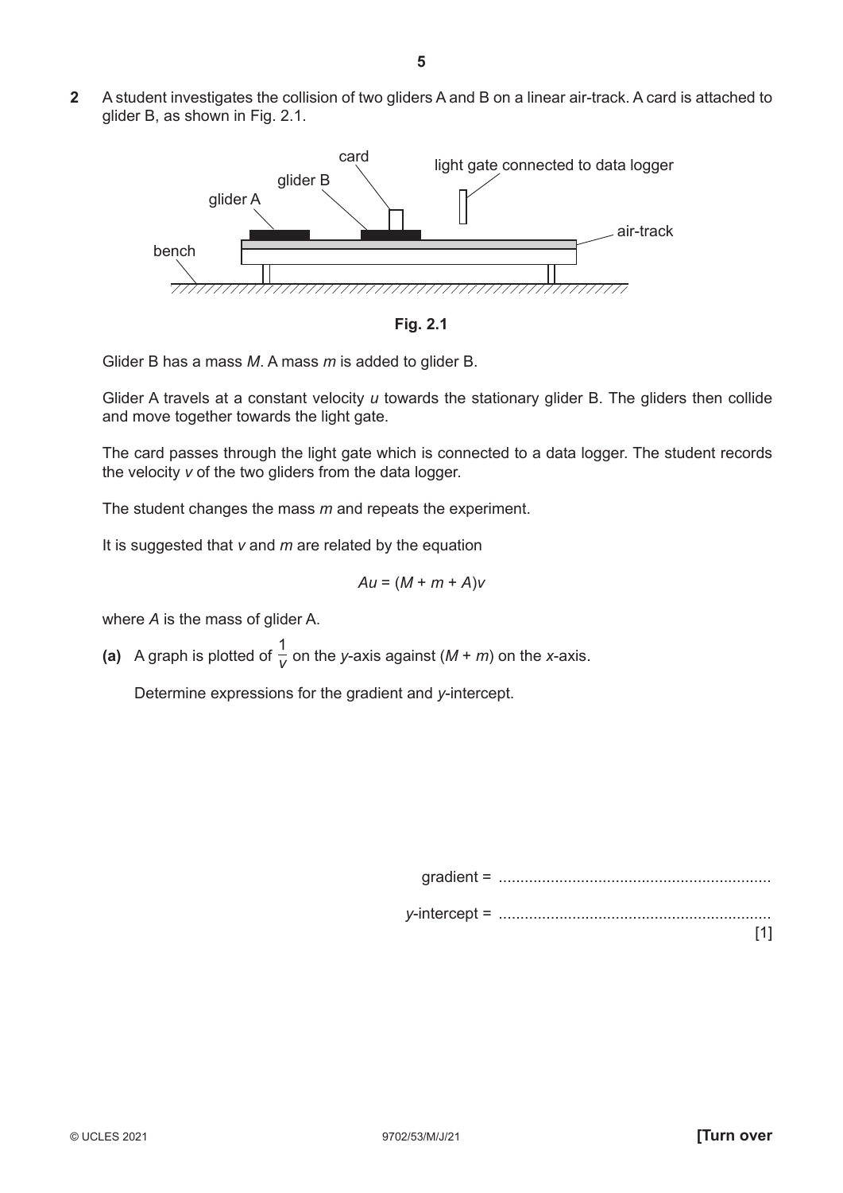**2** A student investigates the collision of two gliders A and B on a linear air-track. A card is attached to glider B, as shown in Fig. 2.1.

Fig. 2.1

Glider B has a mass $M$. A mass $m$ is added to glider B.

Glider A travels at a constant velocity $u$ towards the stationary glider B. The gliders then collide and move together towards the light gate.

The card passes through the light gate which is connected to a data logger. The student records the velocity $v$ of the two gliders from the data logger.

The student changes the mass $m$ and repeats the experiment.

It is suggested that $v$ and $m$ are related by the equation

$$Au = (M + m + A)v$$

where $A$ is the mass of glider A.

**(a)** A graph is plotted of $\frac{1}{v}$ on the $y$-axis against $(M + m)$ on the $x$-axis.

Determine expressions for the gradient and $y$-intercept.

gradient = ..............................................................

$y$-intercept = ..............................................................

[1]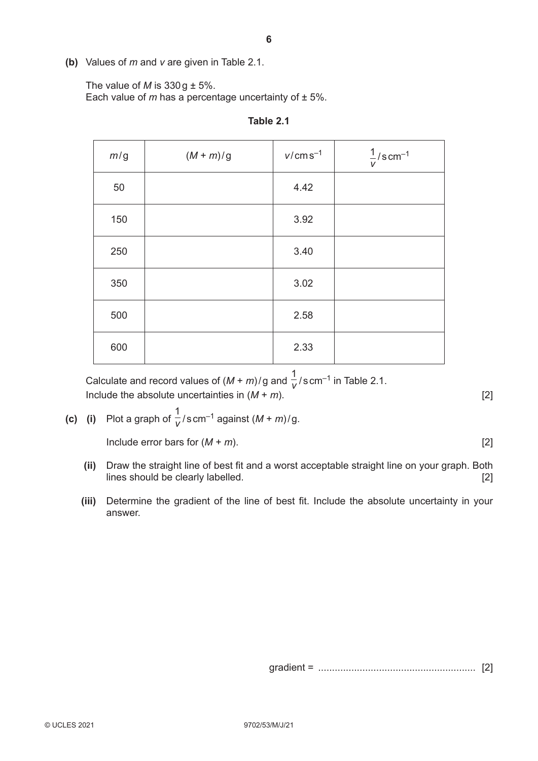**(b)** Values of $m$ and $v$ are given in Table 2.1.

The value of $M$ is 330 g ± 5%.
Each value of $m$ has a percentage uncertainty of ± 5%.

**Table 2.1**

| $m$/g | $(M + m)$/g | $v$/cm s$^{-1}$ | $\frac{1}{v}$/s cm$^{-1}$ |
|---|---|---|---|
| 50 | | 4.42 | |
| 150 | | 3.92 | |
| 250 | | 3.40 | |
| 350 | | 3.02 | |
| 500 | | 2.58 | |
| 600 | | 2.33 | |

Calculate and record values of $(M + m)$/g and $\frac{1}{v}$/s cm$^{-1}$ in Table 2.1.
Include the absolute uncertainties in $(M + m)$. [2]

**(c) (i)** Plot a graph of $\frac{1}{v}$/s cm$^{-1}$ against $(M + m)$/g.

Include error bars for $(M + m)$. [2]

**(ii)** Draw the straight line of best fit and a worst acceptable straight line on your graph. Both lines should be clearly labelled. [2]

**(iii)** Determine the gradient of the line of best fit. Include the absolute uncertainty in your answer.

gradient = ......................................................... [2]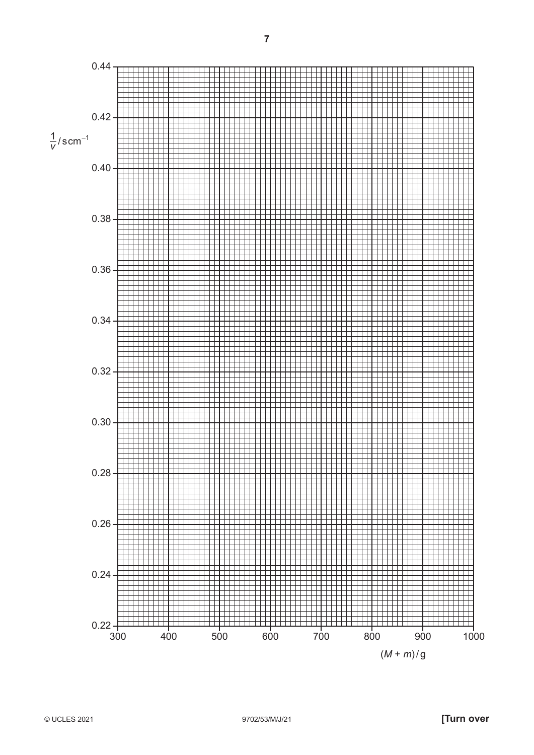$\frac{1}{v}$ / s cm$^{-1}$

0.44
0.42
0.40
0.38
0.36
0.34
0.32
0.30
0.28
0.26
0.24
0.22

300 400 500 600 700 800 900 1000

$(M + m)$ / g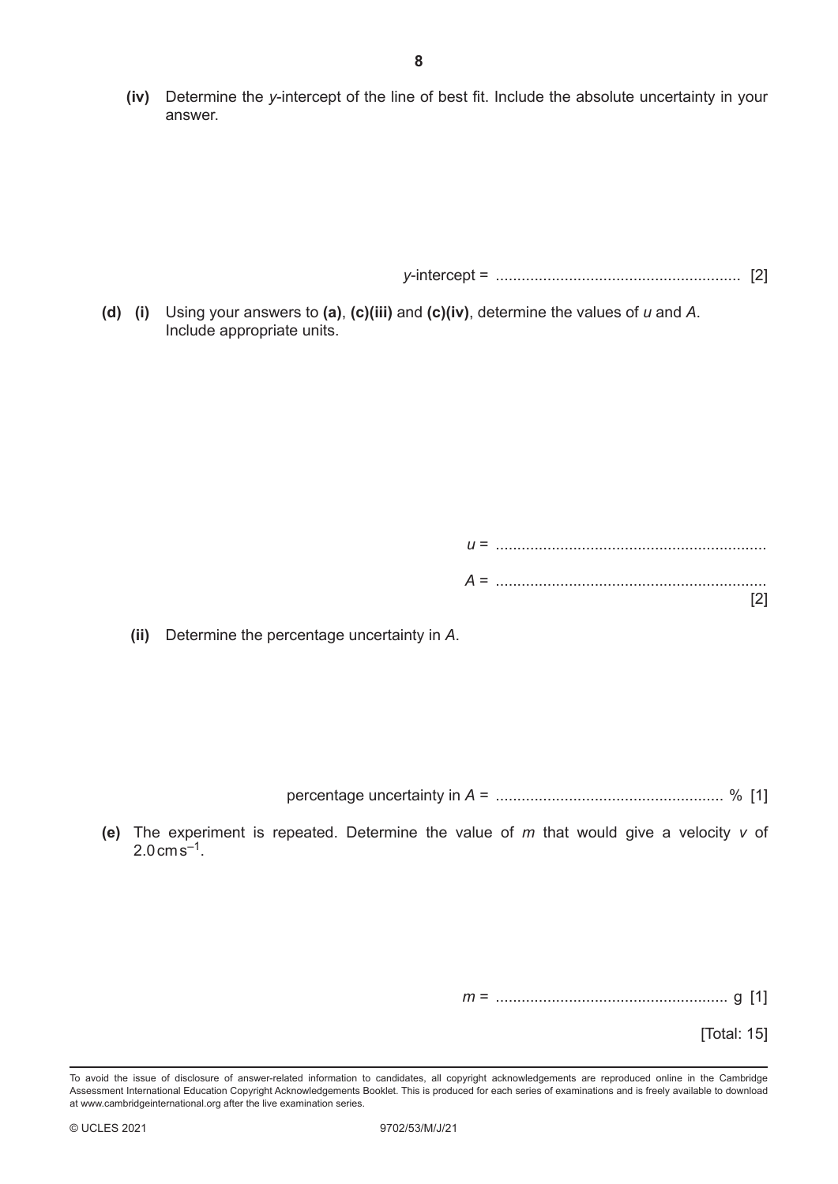**(iv)** Determine the *y*-intercept of the line of best fit. Include the absolute uncertainty in your answer.

*y*-intercept = ........................................................ [2]

**(d) (i)** Using your answers to **(a)**, **(c)(iii)** and **(c)(iv)**, determine the values of *u* and *A*. Include appropriate units.

*u* = ..............................................................

*A* = .............................................................. [2]

**(ii)** Determine the percentage uncertainty in *A*.

percentage uncertainty in *A* = .................................................... % [1]

**(e)** The experiment is repeated. Determine the value of *m* that would give a velocity *v* of $2.0\,\text{cm}\,\text{s}^{-1}$.

*m* = ..................................................... g [1]

[Total: 15]

To avoid the issue of disclosure of answer-related information to candidates, all copyright acknowledgements are reproduced online in the Cambridge Assessment International Education Copyright Acknowledgements Booklet. This is produced for each series of examinations and is freely available to download at www.cambridgeinternational.org after the live examination series.